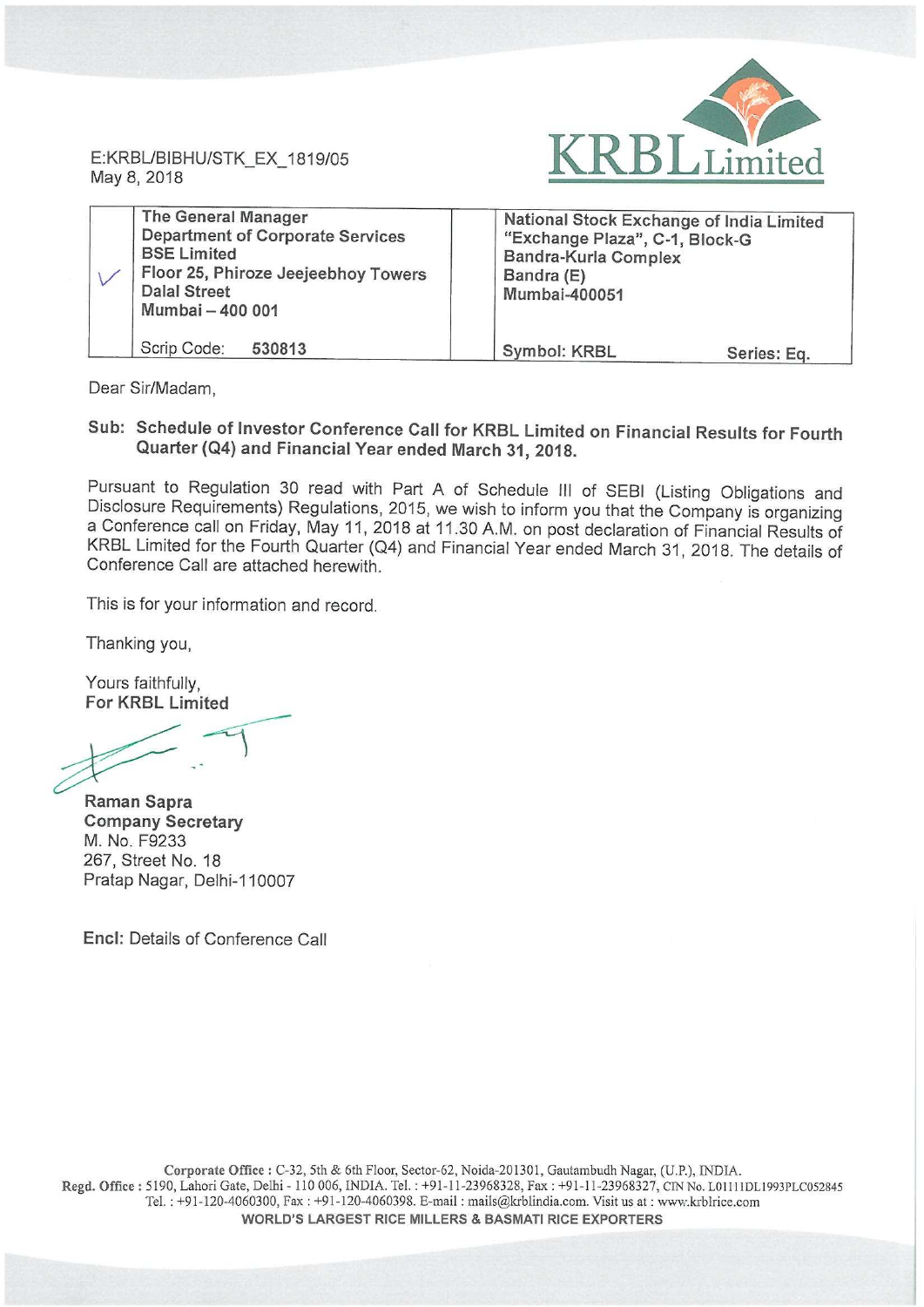E:KRBL/BIBHU/STK_EX_1819/05
May 8, 2018

KRBL Limited

| ✓ | The General Manager<br>Department of Corporate Services<br>BSE Limited<br>Floor 25, Phiroze Jeejeebhoy Towers<br>Dalal Street<br>Mumbai – 400 001 | | National Stock Exchange of India Limited<br>"Exchange Plaza", C-1, Block-G<br>Bandra-Kurla Complex<br>Bandra (E)<br>Mumbai-400051 |
|---|---|---|---|
| | Scrip Code: **530813** | | Symbol: KRBL Series: Eq. |

Dear Sir/Madam,

**Sub: Schedule of Investor Conference Call for KRBL Limited on Financial Results for Fourth Quarter (Q4) and Financial Year ended March 31, 2018.**

Pursuant to Regulation 30 read with Part A of Schedule III of SEBI (Listing Obligations and Disclosure Requirements) Regulations, 2015, we wish to inform you that the Company is organizing a Conference call on Friday, May 11, 2018 at 11.30 A.M. on post declaration of Financial Results of KRBL Limited for the Fourth Quarter (Q4) and Financial Year ended March 31, 2018. The details of Conference Call are attached herewith.

This is for your information and record.

Thanking you,

Yours faithfully,
**For KRBL Limited**

**Raman Sapra**
**Company Secretary**
M. No. F9233
267, Street No. 18
Pratap Nagar, Delhi-110007

**Encl:** Details of Conference Call

**Corporate Office :** C-32, 5th & 6th Floor, Sector-62, Noida-201301, Gautambudh Nagar, (U.P.), INDIA.
**Regd. Office :** 5190, Lahori Gate, Delhi - 110 006, INDIA. Tel. : +91-11-23968328, Fax : +91-11-23968327, CIN No. L01111DL1993PLC052845
Tel. : +91-120-4060300, Fax : +91-120-4060398. E-mail : mails@krblindia.com. Visit us at : www.krblrice.com
**WORLD'S LARGEST RICE MILLERS & BASMATI RICE EXPORTERS**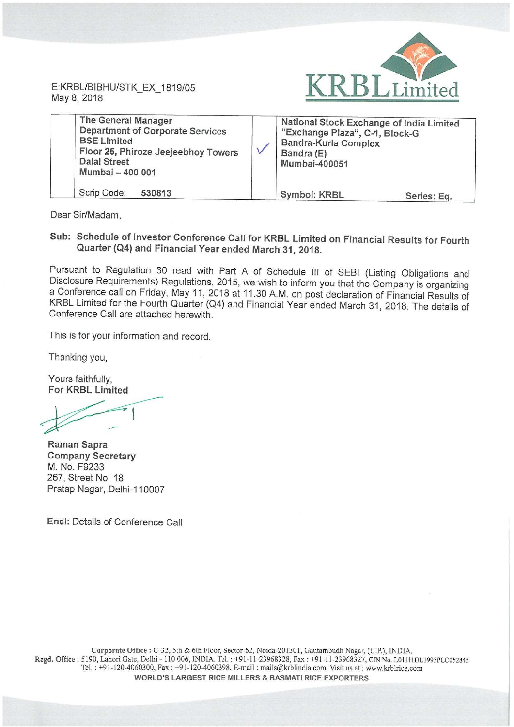E:KRBL/BIBHU/STK_EX_1819/05
May 8, 2018

KRBL Limited

| | The General Manager<br>Department of Corporate Services<br>BSE Limited<br>Floor 25, Phiroze Jeejeebhoy Towers<br>Dalal Street<br>Mumbai – 400 001 | ✓ | National Stock Exchange of India Limited<br>"Exchange Plaza", C-1, Block-G<br>Bandra-Kurla Complex<br>Bandra (E)<br>Mumbai-400051 |
|---|---|---|---|
| | Scrip Code: 530813 | | Symbol: KRBL Series: Eq. |

Dear Sir/Madam,

**Sub: Schedule of Investor Conference Call for KRBL Limited on Financial Results for Fourth Quarter (Q4) and Financial Year ended March 31, 2018.**

Pursuant to Regulation 30 read with Part A of Schedule III of SEBI (Listing Obligations and Disclosure Requirements) Regulations, 2015, we wish to inform you that the Company is organizing a Conference call on Friday, May 11, 2018 at 11.30 A.M. on post declaration of Financial Results of KRBL Limited for the Fourth Quarter (Q4) and Financial Year ended March 31, 2018. The details of Conference Call are attached herewith.

This is for your information and record.

Thanking you,

Yours faithfully,
**For KRBL Limited**

**Raman Sapra**
**Company Secretary**
M. No. F9233
267, Street No. 18
Pratap Nagar, Delhi-110007

**Encl:** Details of Conference Call

**Corporate Office :** C-32, 5th & 6th Floor, Sector-62, Noida-201301, Gautambudh Nagar, (U.P.), INDIA.
**Regd. Office :** 5190, Lahori Gate, Delhi - 110 006, INDIA. Tel. : +91-11-23968328, Fax : +91-11-23968327, CIN No. L01111DL1993PLC052845
Tel. : +91-120-4060300, Fax : +91-120-4060398. E-mail : mails@krblindia.com. Visit us at : www.krblrice.com
**WORLD'S LARGEST RICE MILLERS & BASMATI RICE EXPORTERS**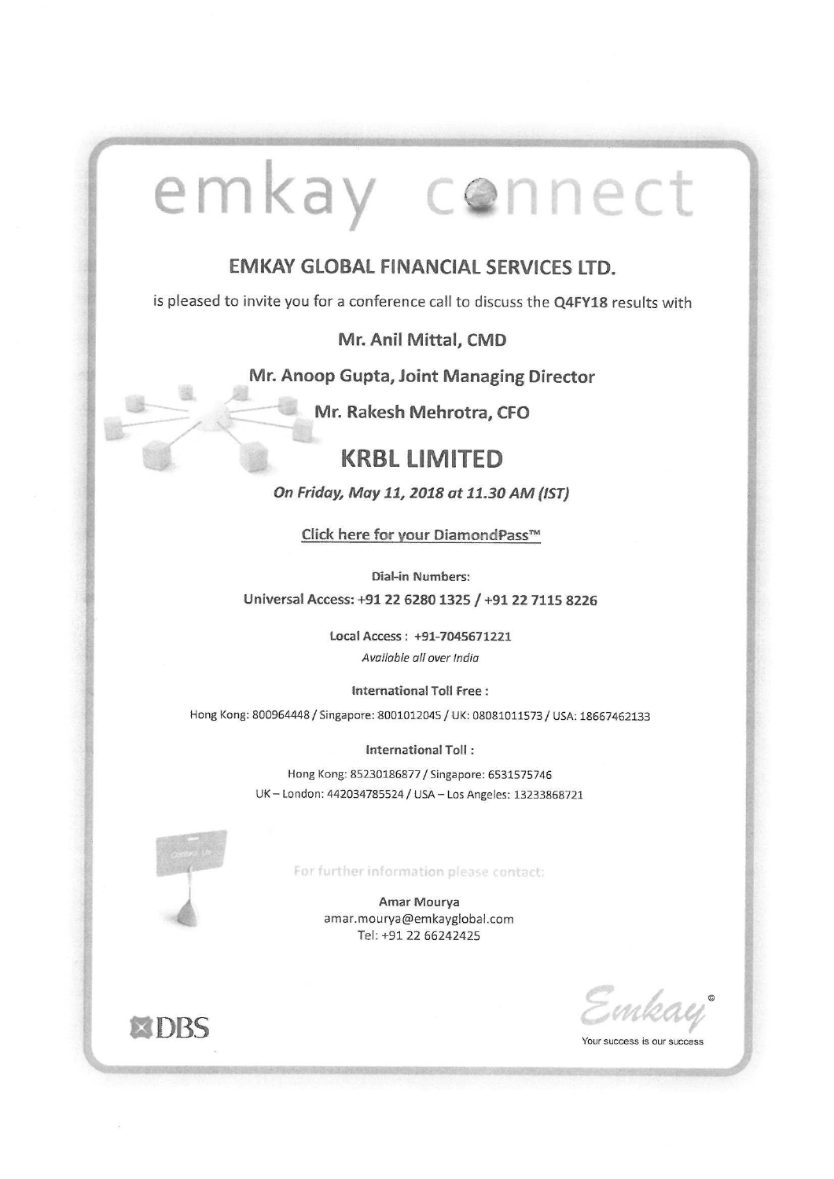# emkay connect

## EMKAY GLOBAL FINANCIAL SERVICES LTD.

is pleased to invite you for a conference call to discuss the **Q4FY18** results with

**Mr. Anil Mittal, CMD**

**Mr. Anoop Gupta, Joint Managing Director**

**Mr. Rakesh Mehrotra, CFO**

## KRBL LIMITED

***On Friday, May 11, 2018 at 11.30 AM (IST)***

Click here for your DiamondPass™

**Dial-in Numbers:**

**Universal Access: +91 22 6280 1325 / +91 22 7115 8226**

**Local Access : +91-7045671221**

*Available all over India*

**International Toll Free :**

Hong Kong: 800964448 / Singapore: 8001012045 / UK: 08081011573 / USA: 18667462133

**International Toll :**

Hong Kong: 85230186877 / Singapore: 6531575746

UK – London: 442034785524 / USA – Los Angeles: 13233868721

For further information please contact:

**Amar Mourya**

amar.mourya@emkayglobal.com

Tel: +91 22 66242425

DBS

Emkay©

Your success is our success